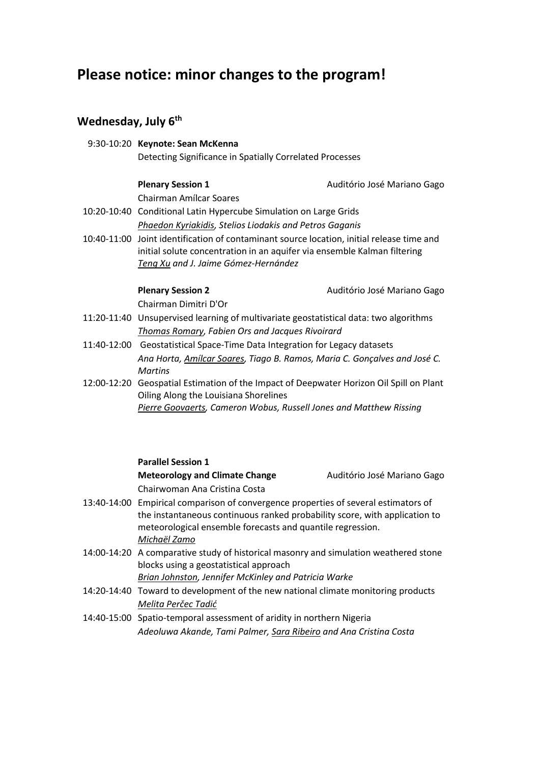# Please notice: minor changes to the program!

## Wednesday, July 6th

9:30-10:20 **Keynote: Sean McKenna**
Detecting Significance in Spatially Correlated Processes

**Plenary Session 1** — Auditório José Mariano Gago
Chairman Amílcar Soares

10:20-10:40 Conditional Latin Hypercube Simulation on Large Grids
*Phaedon Kyriakidis, Stelios Liodakis and Petros Gaganis*

10:40-11:00 Joint identification of contaminant source location, initial release time and initial solute concentration in an aquifer via ensemble Kalman filtering
*Teng Xu and J. Jaime Gómez-Hernández*

**Plenary Session 2** — Auditório José Mariano Gago
Chairman Dimitri D'Or

11:20-11:40 Unsupervised learning of multivariate geostatistical data: two algorithms
*Thomas Romary, Fabien Ors and Jacques Rivoirard*

11:40-12:00 Geostatistical Space-Time Data Integration for Legacy datasets
*Ana Horta, Amílcar Soares, Tiago B. Ramos, Maria C. Gonçalves and José C. Martins*

12:00-12:20 Geospatial Estimation of the Impact of Deepwater Horizon Oil Spill on Plant Oiling Along the Louisiana Shorelines
*Pierre Goovaerts, Cameron Wobus, Russell Jones and Matthew Rissing*

**Parallel Session 1**
**Meteorology and Climate Change** — Auditório José Mariano Gago
Chairwoman Ana Cristina Costa

13:40-14:00 Empirical comparison of convergence properties of several estimators of the instantaneous continuous ranked probability score, with application to meteorological ensemble forecasts and quantile regression.
*Michaël Zamo*

14:00-14:20 A comparative study of historical masonry and simulation weathered stone blocks using a geostatistical approach
*Brian Johnston, Jennifer McKinley and Patricia Warke*

14:20-14:40 Toward to development of the new national climate monitoring products
*Melita Perčec Tadić*

14:40-15:00 Spatio-temporal assessment of aridity in northern Nigeria
*Adeoluwa Akande, Tami Palmer, Sara Ribeiro and Ana Cristina Costa*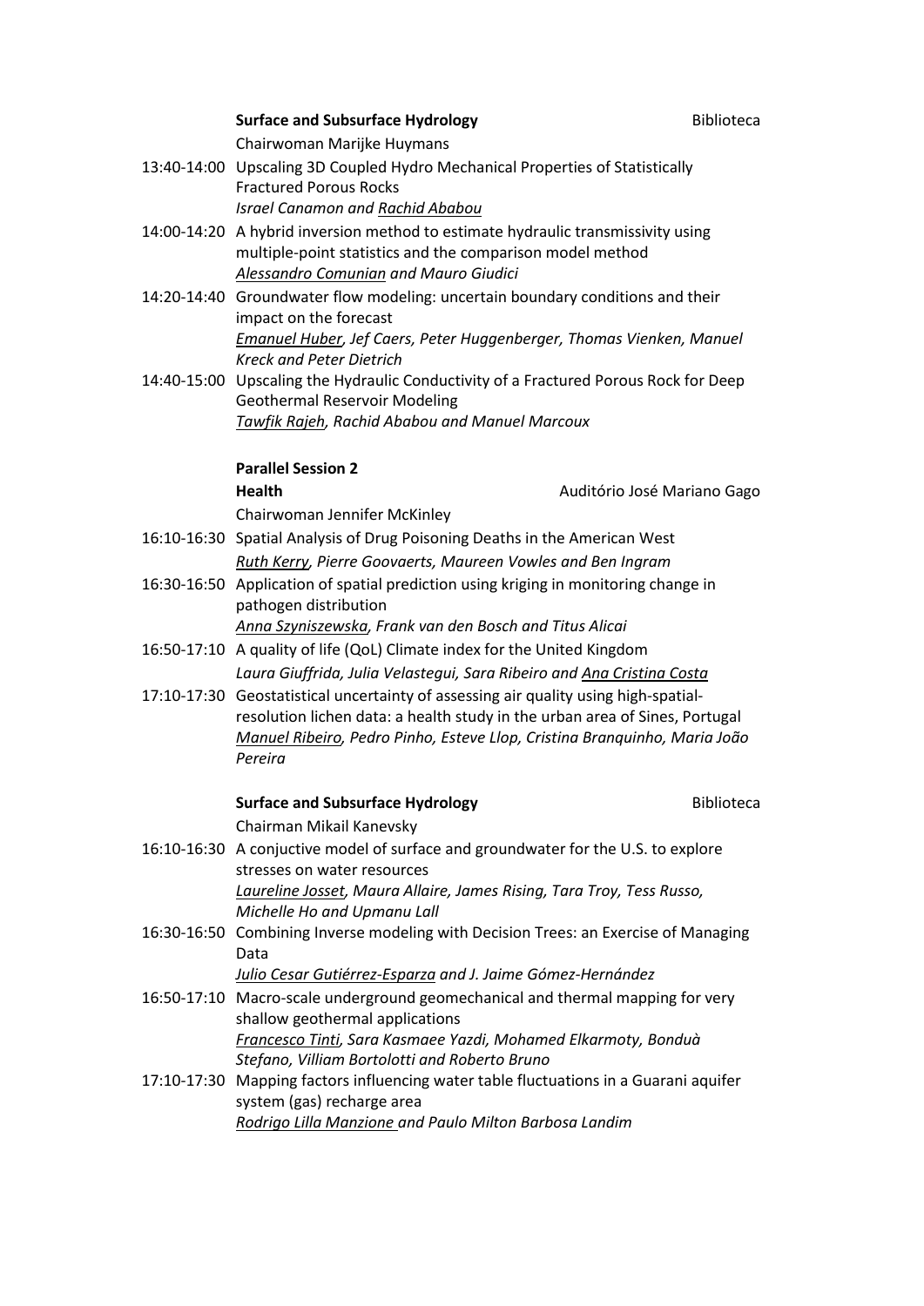**Surface and Subsurface Hydrology** Biblioteca

Chairwoman Marijke Huymans

13:40-14:00 Upscaling 3D Coupled Hydro Mechanical Properties of Statistically Fractured Porous Rocks
*Israel Canamon and Rachid Ababou*

14:00-14:20 A hybrid inversion method to estimate hydraulic transmissivity using multiple-point statistics and the comparison model method
*Alessandro Comunian and Mauro Giudici*

14:20-14:40 Groundwater flow modeling: uncertain boundary conditions and their impact on the forecast
*Emanuel Huber, Jef Caers, Peter Huggenberger, Thomas Vienken, Manuel Kreck and Peter Dietrich*

14:40-15:00 Upscaling the Hydraulic Conductivity of a Fractured Porous Rock for Deep Geothermal Reservoir Modeling
*Tawfik Rajeh, Rachid Ababou and Manuel Marcoux*

**Parallel Session 2**

**Health** Auditório José Mariano Gago

Chairwoman Jennifer McKinley

16:10-16:30 Spatial Analysis of Drug Poisoning Deaths in the American West
*Ruth Kerry, Pierre Goovaerts, Maureen Vowles and Ben Ingram*

16:30-16:50 Application of spatial prediction using kriging in monitoring change in pathogen distribution
*Anna Szyniszewska, Frank van den Bosch and Titus Alicai*

16:50-17:10 A quality of life (QoL) Climate index for the United Kingdom
*Laura Giuffrida, Julia Velastegui, Sara Ribeiro and Ana Cristina Costa*

17:10-17:30 Geostatistical uncertainty of assessing air quality using high-spatial-resolution lichen data: a health study in the urban area of Sines, Portugal
*Manuel Ribeiro, Pedro Pinho, Esteve Llop, Cristina Branquinho, Maria João Pereira*

**Surface and Subsurface Hydrology** Biblioteca

Chairman Mikail Kanevsky

16:10-16:30 A conjuctive model of surface and groundwater for the U.S. to explore stresses on water resources
*Laureline Josset, Maura Allaire, James Rising, Tara Troy, Tess Russo, Michelle Ho and Upmanu Lall*

16:30-16:50 Combining Inverse modeling with Decision Trees: an Exercise of Managing Data
*Julio Cesar Gutiérrez-Esparza and J. Jaime Gómez-Hernández*

16:50-17:10 Macro-scale underground geomechanical and thermal mapping for very shallow geothermal applications
*Francesco Tinti, Sara Kasmaee Yazdi, Mohamed Elkarmoty, Bonduà Stefano, Villiam Bortolotti and Roberto Bruno*

17:10-17:30 Mapping factors influencing water table fluctuations in a Guarani aquifer system (gas) recharge area
*Rodrigo Lilla Manzione and Paulo Milton Barbosa Landim*